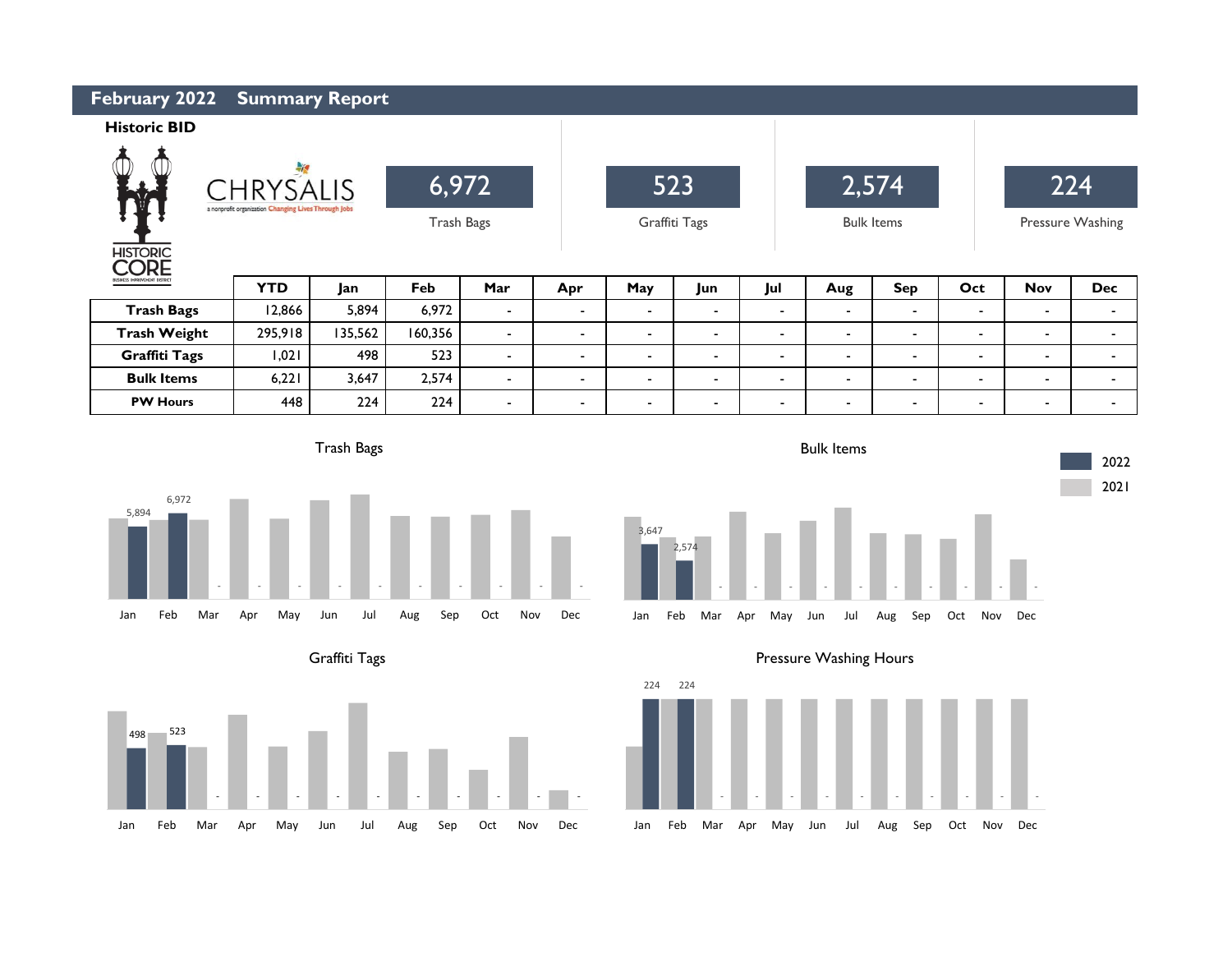# February 2022 Summary Report

**Historic BID**

HISTORIC CORE
BUSINESS IMPROVEMENT DISTRICT

CHRYSALIS
a nonprofit organization Changing Lives Through Jobs

| 6,972 | 523 | 2,574 | 224 |
|---|---|---|---|
| Trash Bags | Graffiti Tags | Bulk Items | Pressure Washing |

| | YTD | Jan | Feb | Mar | Apr | May | Jun | Jul | Aug | Sep | Oct | Nov | Dec |
|---|---|---|---|---|---|---|---|---|---|---|---|---|---|
| **Trash Bags** | 12,866 | 5,894 | 6,972 | - | - | - | - | - | - | - | - | - | - |
| **Trash Weight** | 295,918 | 135,562 | 160,356 | - | - | - | - | - | - | - | - | - | - |
| **Graffiti Tags** | 1,021 | 498 | 523 | - | - | - | - | - | - | - | - | - | - |
| **Bulk Items** | 6,221 | 3,647 | 2,574 | - | - | - | - | - | - | - | - | - | - |
| **PW Hours** | 448 | 224 | 224 | - | - | - | - | - | - | - | - | - | - |

Trash Bags

Bulk Items

Graffiti Tags

Pressure Washing Hours

2022
2021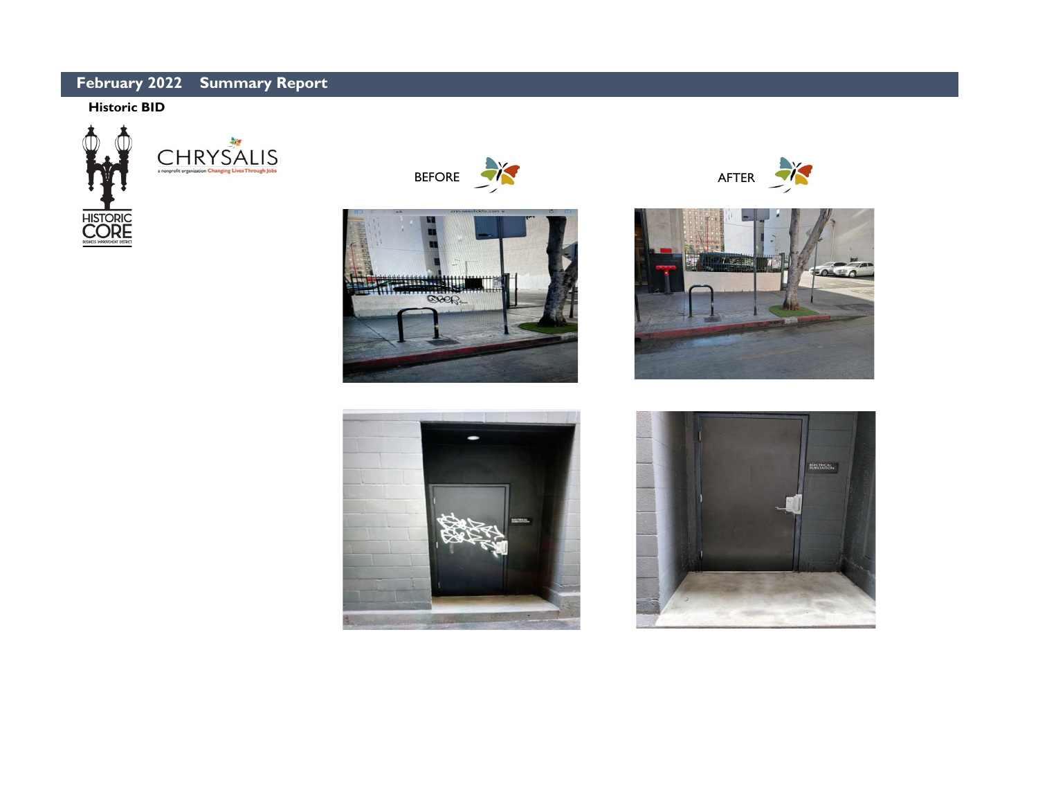# February 2022 Summary Report

**Historic BID**

BEFORE

AFTER